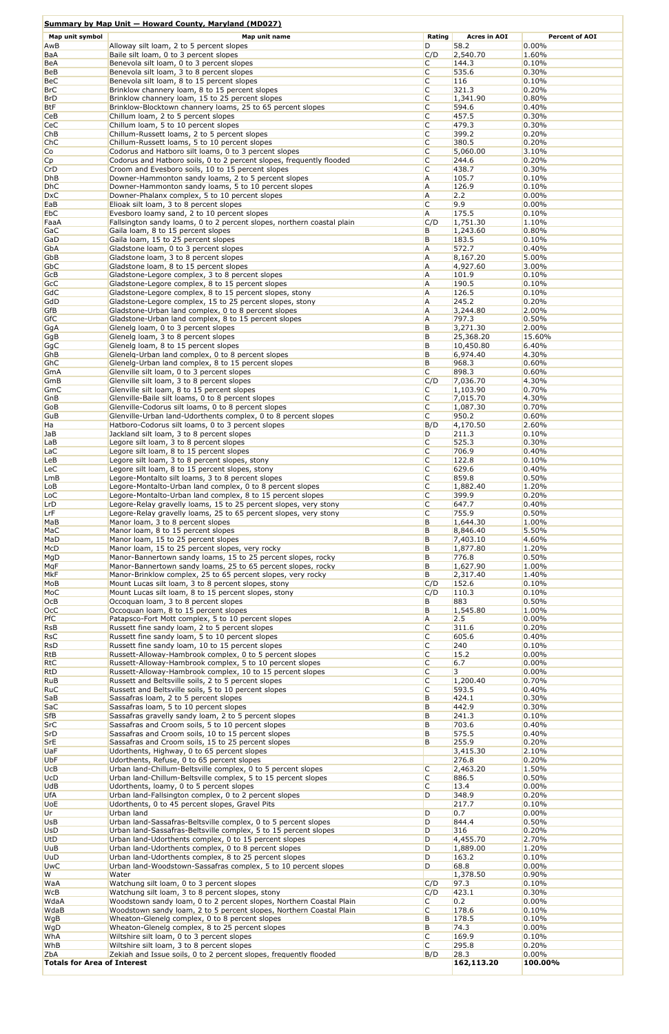**Summary by Map Unit — Howard County, Maryland (MD027)**

| Map unit symbol | Map unit name | Rating | Acres in AOI | Percent of AOI |
|---|---|---|---|---|
| AwB | Alloway silt loam, 2 to 5 percent slopes | D | 58.2 | 0.00% |
| BaA | Baile silt loam, 0 to 3 percent slopes | C/D | 2,540.70 | 1.60% |
| BeA | Benevola silt loam, 0 to 3 percent slopes | C | 144.3 | 0.10% |
| BeB | Benevola silt loam, 3 to 8 percent slopes | C | 535.6 | 0.30% |
| BeC | Benevola silt loam, 8 to 15 percent slopes | C | 116 | 0.10% |
| BrC | Brinklow channery loam, 8 to 15 percent slopes | C | 321.3 | 0.20% |
| BrD | Brinklow channery loam, 15 to 25 percent slopes | C | 1,341.90 | 0.80% |
| BtF | Brinklow-Blocktown channery loams, 25 to 65 percent slopes | C | 594.6 | 0.40% |
| CeB | Chillum loam, 2 to 5 percent slopes | C | 457.5 | 0.30% |
| CeC | Chillum loam, 5 to 10 percent slopes | C | 479.3 | 0.30% |
| ChB | Chillum-Russett loams, 2 to 5 percent slopes | C | 399.2 | 0.20% |
| ChC | Chillum-Russett loams, 5 to 10 percent slopes | C | 380.5 | 0.20% |
| Co | Codorus and Hatboro silt loams, 0 to 3 percent slopes | C | 5,060.00 | 3.10% |
| Cp | Codorus and Hatboro soils, 0 to 2 percent slopes, frequently flooded | C | 244.6 | 0.20% |
| CrD | Croom and Evesboro soils, 10 to 15 percent slopes | C | 438.7 | 0.30% |
| DhB | Downer-Hammonton sandy loams, 2 to 5 percent slopes | A | 105.7 | 0.10% |
| DhC | Downer-Hammonton sandy loams, 5 to 10 percent slopes | A | 126.9 | 0.10% |
| DxC | Downer-Phalanx complex, 5 to 10 percent slopes | A | 2.2 | 0.00% |
| EaB | Elioak silt loam, 3 to 8 percent slopes | C | 9.9 | 0.00% |
| EbC | Evesboro loamy sand, 2 to 10 percent slopes | A | 175.5 | 0.10% |
| FaaA | Fallsington sandy loams, 0 to 2 percent slopes, northern coastal plain | C/D | 1,751.30 | 1.10% |
| GaC | Gaila loam, 8 to 15 percent slopes | B | 1,243.60 | 0.80% |
| GaD | Gaila loam, 15 to 25 percent slopes | B | 183.5 | 0.10% |
| GbA | Gladstone loam, 0 to 3 percent slopes | A | 572.7 | 0.40% |
| GbB | Gladstone loam, 3 to 8 percent slopes | A | 8,167.20 | 5.00% |
| GbC | Gladstone loam, 8 to 15 percent slopes | A | 4,927.60 | 3.00% |
| GcB | Gladstone-Legore complex, 3 to 8 percent slopes | A | 101.9 | 0.10% |
| GcC | Gladstone-Legore complex, 8 to 15 percent slopes | A | 190.5 | 0.10% |
| GdC | Gladstone-Legore complex, 8 to 15 percent slopes, stony | A | 126.5 | 0.10% |
| GdD | Gladstone-Legore complex, 15 to 25 percent slopes, stony | A | 245.2 | 0.20% |
| GfB | Gladstone-Urban land complex, 0 to 8 percent slopes | A | 3,244.80 | 2.00% |
| GfC | Gladstone-Urban land complex, 8 to 15 percent slopes | A | 797.3 | 0.50% |
| GgA | Glenelg loam, 0 to 3 percent slopes | B | 3,271.30 | 2.00% |
| GgB | Glenelg loam, 3 to 8 percent slopes | B | 25,368.20 | 15.60% |
| GgC | Glenelg loam, 8 to 15 percent slopes | B | 10,450.80 | 6.40% |
| GhB | Glenelg-Urban land complex, 0 to 8 percent slopes | B | 6,974.40 | 4.30% |
| GhC | Glenelg-Urban land complex, 8 to 15 percent slopes | B | 968.3 | 0.60% |
| GmA | Glenville silt loam, 0 to 3 percent slopes | C | 898.3 | 0.60% |
| GmB | Glenville silt loam, 3 to 8 percent slopes | C/D | 7,036.70 | 4.30% |
| GmC | Glenville silt loam, 8 to 15 percent slopes | C | 1,103.90 | 0.70% |
| GnB | Glenville-Baile silt loams, 0 to 8 percent slopes | C | 7,015.70 | 4.30% |
| GoB | Glenville-Codorus silt loams, 0 to 8 percent slopes | C | 1,087.30 | 0.70% |
| GuB | Glenville-Urban land-Udorthents complex, 0 to 8 percent slopes | C | 950.2 | 0.60% |
| Ha | Hatboro-Codorus silt loams, 0 to 3 percent slopes | B/D | 4,170.50 | 2.60% |
| JaB | Jackland silt loam, 3 to 8 percent slopes | D | 211.3 | 0.10% |
| LaB | Legore silt loam, 3 to 8 percent slopes | C | 525.3 | 0.30% |
| LaC | Legore silt loam, 8 to 15 percent slopes | C | 706.9 | 0.40% |
| LeB | Legore silt loam, 3 to 8 percent slopes, stony | C | 122.8 | 0.10% |
| LeC | Legore silt loam, 8 to 15 percent slopes, stony | C | 629.6 | 0.40% |
| LmB | Legore-Montalto silt loams, 3 to 8 percent slopes | C | 859.8 | 0.50% |
| LoB | Legore-Montalto-Urban land complex, 0 to 8 percent slopes | C | 1,882.40 | 1.20% |
| LoC | Legore-Montalto-Urban land complex, 8 to 15 percent slopes | C | 399.9 | 0.20% |
| LrD | Legore-Relay gravelly loams, 15 to 25 percent slopes, very stony | C | 647.7 | 0.40% |
| LrF | Legore-Relay gravelly loams, 25 to 65 percent slopes, very stony | C | 755.9 | 0.50% |
| MaB | Manor loam, 3 to 8 percent slopes | B | 1,644.30 | 1.00% |
| MaC | Manor loam, 8 to 15 percent slopes | B | 8,846.40 | 5.50% |
| MaD | Manor loam, 15 to 25 percent slopes | B | 7,403.10 | 4.60% |
| McD | Manor loam, 15 to 25 percent slopes, very rocky | B | 1,877.80 | 1.20% |
| MgD | Manor-Bannertown sandy loams, 15 to 25 percent slopes, rocky | B | 776.8 | 0.50% |
| MgF | Manor-Bannertown sandy loams, 25 to 65 percent slopes, rocky | B | 1,627.90 | 1.00% |
| MkF | Manor-Brinklow complex, 25 to 65 percent slopes, very rocky | B | 2,317.40 | 1.40% |
| MoB | Mount Lucas silt loam, 3 to 8 percent slopes, stony | C/D | 152.6 | 0.10% |
| MoC | Mount Lucas silt loam, 8 to 15 percent slopes, stony | C/D | 110.3 | 0.10% |
| OcB | Occoquan loam, 3 to 8 percent slopes | B | 883 | 0.50% |
| OcC | Occoquan loam, 8 to 15 percent slopes | B | 1,545.80 | 1.00% |
| PfC | Patapsco-Fort Mott complex, 5 to 10 percent slopes | A | 2.5 | 0.00% |
| RsB | Russett fine sandy loam, 2 to 5 percent slopes | C | 311.6 | 0.20% |
| RsC | Russett fine sandy loam, 5 to 10 percent slopes | C | 605.6 | 0.40% |
| RsD | Russett fine sandy loam, 10 to 15 percent slopes | C | 240 | 0.10% |
| RtB | Russett-Alloway-Hambrook complex, 0 to 5 percent slopes | C | 15.2 | 0.00% |
| RtC | Russett-Alloway-Hambrook complex, 5 to 10 percent slopes | C | 6.7 | 0.00% |
| RtD | Russett-Alloway-Hambrook complex, 10 to 15 percent slopes | C | 3 | 0.00% |
| RuB | Russett and Beltsville soils, 2 to 5 percent slopes | C | 1,200.40 | 0.70% |
| RuC | Russett and Beltsville soils, 5 to 10 percent slopes | C | 593.5 | 0.40% |
| SaB | Sassafras loam, 2 to 5 percent slopes | B | 424.1 | 0.30% |
| SaC | Sassafras loam, 5 to 10 percent slopes | B | 442.9 | 0.30% |
| SfB | Sassafras gravelly sandy loam, 2 to 5 percent slopes | B | 241.3 | 0.10% |
| SrC | Sassafras and Croom soils, 5 to 10 percent slopes | B | 703.6 | 0.40% |
| SrD | Sassafras and Croom soils, 10 to 15 percent slopes | B | 575.5 | 0.40% |
| SrE | Sassafras and Croom soils, 15 to 25 percent slopes | B | 255.9 | 0.20% |
| UaF | Udorthents, Highway, 0 to 65 percent slopes | | 3,415.30 | 2.10% |
| UbF | Udorthents, Refuse, 0 to 65 percent slopes | | 276.8 | 0.20% |
| UcB | Urban land-Chillum-Beltsville complex, 0 to 5 percent slopes | C | 2,463.20 | 1.50% |
| UcD | Urban land-Chillum-Beltsville complex, 5 to 15 percent slopes | C | 886.5 | 0.50% |
| UdB | Udorthents, loamy, 0 to 5 percent slopes | C | 13.4 | 0.00% |
| UfA | Urban land-Fallsington complex, 0 to 2 percent slopes | D | 348.9 | 0.20% |
| UoE | Udorthents, 0 to 45 percent slopes, Gravel Pits | | 217.7 | 0.10% |
| Ur | Urban land | D | 0.7 | 0.00% |
| UsB | Urban land-Sassafras-Beltsville complex, 0 to 5 percent slopes | D | 844.4 | 0.50% |
| UsD | Urban land-Sassafras-Beltsville complex, 5 to 15 percent slopes | D | 316 | 0.20% |
| UtD | Urban land-Udorthents complex, 0 to 15 percent slopes | D | 4,455.70 | 2.70% |
| UuB | Urban land-Udorthents complex, 0 to 8 percent slopes | D | 1,889.00 | 1.20% |
| UuD | Urban land-Udorthents complex, 8 to 25 percent slopes | D | 163.2 | 0.10% |
| UwC | Urban land-Woodstown-Sassafras complex, 5 to 10 percent slopes | D | 68.8 | 0.00% |
| W | Water | | 1,378.50 | 0.90% |
| WaA | Watchung silt loam, 0 to 3 percent slopes | C/D | 97.3 | 0.10% |
| WcB | Watchung silt loam, 3 to 8 percent slopes, stony | C/D | 423.1 | 0.30% |
| WdaA | Woodstown sandy loam, 0 to 2 percent slopes, Northern Coastal Plain | C | 0.2 | 0.00% |
| WdaB | Woodstown sandy loam, 2 to 5 percent slopes, Northern Coastal Plain | C | 178.6 | 0.10% |
| WgB | Wheaton-Glenelg complex, 0 to 8 percent slopes | B | 178.5 | 0.10% |
| WgD | Wheaton-Glenelg complex, 8 to 25 percent slopes | B | 74.3 | 0.00% |
| WhA | Wiltshire silt loam, 0 to 3 percent slopes | C | 169.9 | 0.10% |
| WhB | Wiltshire silt loam, 3 to 8 percent slopes | C | 295.8 | 0.20% |
| ZbA | Zekiah and Issue soils, 0 to 2 percent slopes, frequently flooded | B/D | 28.3 | 0.00% |
| **Totals for Area of Interest** | | | **162,113.20** | **100.00%** |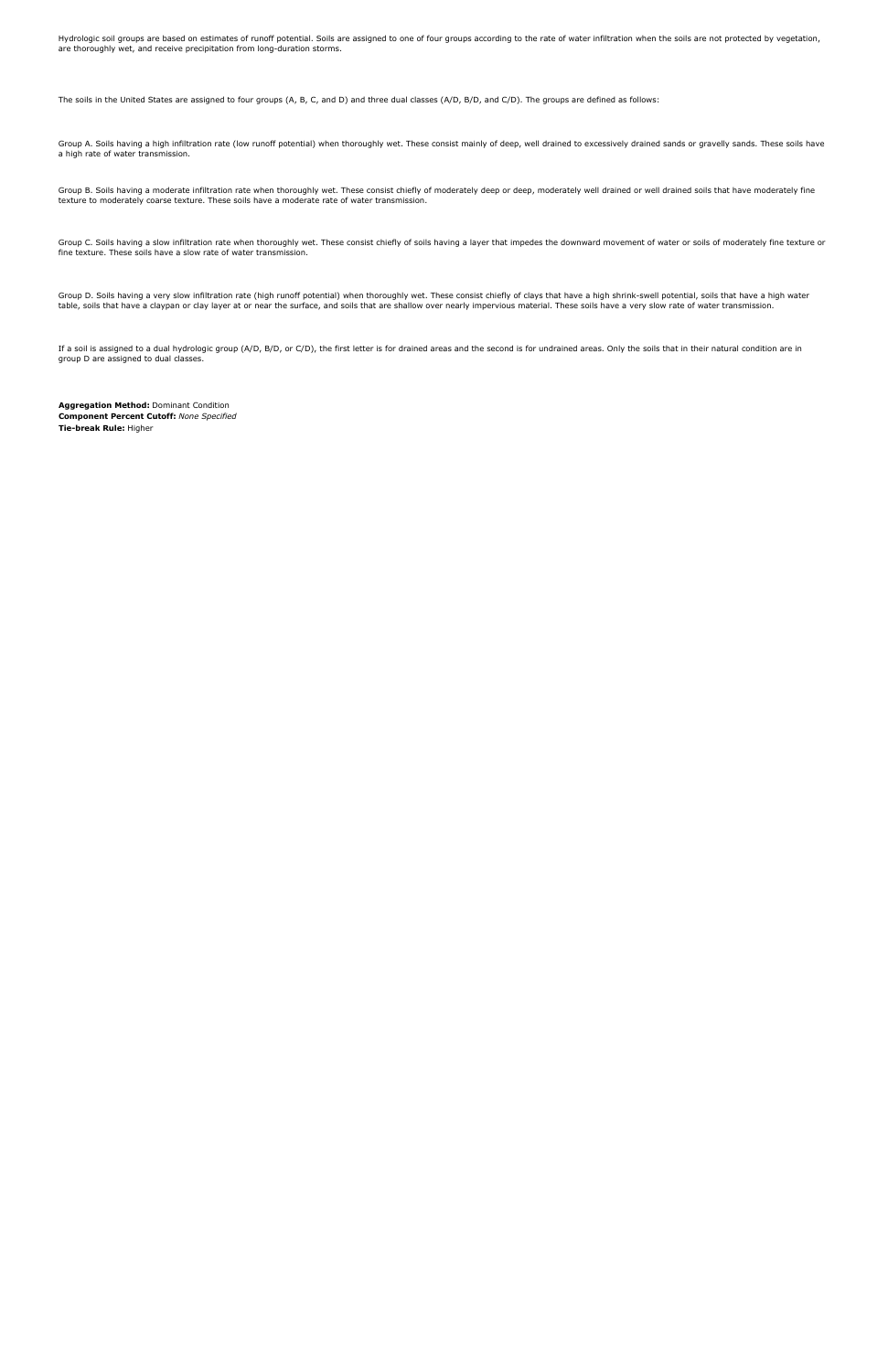Hydrologic soil groups are based on estimates of runoff potential. Soils are assigned to one of four groups according to the rate of water infiltration when the soils are not protected by vegetation, are thoroughly wet, and receive precipitation from long-duration storms.

The soils in the United States are assigned to four groups (A, B, C, and D) and three dual classes (A/D, B/D, and C/D). The groups are defined as follows:

Group A. Soils having a high infiltration rate (low runoff potential) when thoroughly wet. These consist mainly of deep, well drained to excessively drained sands or gravelly sands. These soils have a high rate of water transmission.

Group B. Soils having a moderate infiltration rate when thoroughly wet. These consist chiefly of moderately deep or deep, moderately well drained or well drained soils that have moderately fine texture to moderately coarse texture. These soils have a moderate rate of water transmission.

Group C. Soils having a slow infiltration rate when thoroughly wet. These consist chiefly of soils having a layer that impedes the downward movement of water or soils of moderately fine texture or fine texture. These soils have a slow rate of water transmission.

Group D. Soils having a very slow infiltration rate (high runoff potential) when thoroughly wet. These consist chiefly of clays that have a high shrink-swell potential, soils that have a high water table, soils that have a claypan or clay layer at or near the surface, and soils that are shallow over nearly impervious material. These soils have a very slow rate of water transmission.

If a soil is assigned to a dual hydrologic group (A/D, B/D, or C/D), the first letter is for drained areas and the second is for undrained areas. Only the soils that in their natural condition are in group D are assigned to dual classes.

**Aggregation Method:** Dominant Condition
**Component Percent Cutoff:** *None Specified*
**Tie-break Rule:** Higher